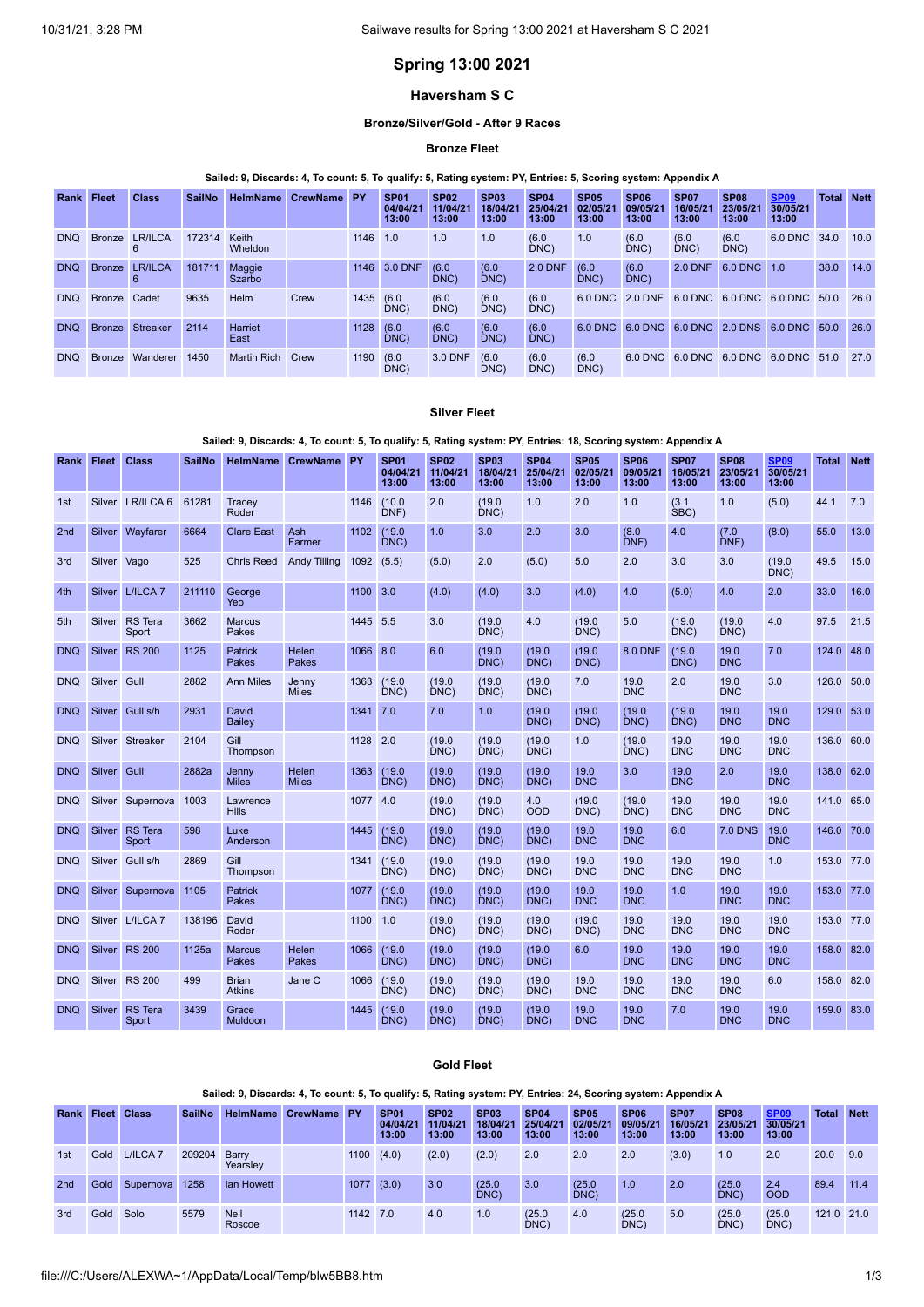# Spring 13:00 2021

## Haversham S C

### Bronze/Silver/Gold - After 9 Races

#### Bronze Fleet

**Sailed: 9, Discards: 4, To count: 5, To qualify: 5, Rating system: PY, Entries: 5, Scoring system: Appendix A**

| Rank | Fleet | Class | SailNo | HelmName | CrewName | PY | SP01 04/04/21 13:00 | SP02 11/04/21 13:00 | SP03 18/04/21 13:00 | SP04 25/04/21 13:00 | SP05 02/05/21 13:00 | SP06 09/05/21 13:00 | SP07 16/05/21 13:00 | SP08 23/05/21 13:00 | SP09 30/05/21 13:00 | Total | Nett |
|---|---|---|---|---|---|---|---|---|---|---|---|---|---|---|---|---|---|
| DNQ | Bronze | LR/ILCA 6 | 172314 | Keith Wheldon | | 1146 | 1.0 | 1.0 | 1.0 | (6.0 DNC) | 1.0 | (6.0 DNC) | (6.0 DNC) | (6.0 DNC) | 6.0 DNC | 34.0 | 10.0 |
| DNQ | Bronze | LR/ILCA 6 | 181711 | Maggie Szarbo | | 1146 | 3.0 DNF | (6.0 DNC) | (6.0 DNC) | 2.0 DNF | (6.0 DNC) | (6.0 DNC) | 2.0 DNF | 6.0 DNC | 1.0 | 38.0 | 14.0 |
| DNQ | Bronze | Cadet | 9635 | Helm | Crew | 1435 | (6.0 DNC) | (6.0 DNC) | (6.0 DNC) | (6.0 DNC) | 6.0 DNC | 2.0 DNF | 6.0 DNC | 6.0 DNC | 6.0 DNC | 50.0 | 26.0 |
| DNQ | Bronze | Streaker | 2114 | Harriet East | | 1128 | (6.0 DNC) | (6.0 DNC) | (6.0 DNC) | (6.0 DNC) | 6.0 DNC | 6.0 DNC | 6.0 DNC | 2.0 DNS | 6.0 DNC | 50.0 | 26.0 |
| DNQ | Bronze | Wanderer | 1450 | Martin Rich | Crew | 1190 | (6.0 DNC) | 3.0 DNF | (6.0 DNC) | (6.0 DNC) | (6.0 DNC) | 6.0 DNC | 6.0 DNC | 6.0 DNC | 6.0 DNC | 51.0 | 27.0 |

#### Silver Fleet

**Sailed: 9, Discards: 4, To count: 5, To qualify: 5, Rating system: PY, Entries: 18, Scoring system: Appendix A**

| Rank | Fleet | Class | SailNo | HelmName | CrewName | PY | SP01 04/04/21 13:00 | SP02 11/04/21 13:00 | SP03 18/04/21 13:00 | SP04 25/04/21 13:00 | SP05 02/05/21 13:00 | SP06 09/05/21 13:00 | SP07 16/05/21 13:00 | SP08 23/05/21 13:00 | SP09 30/05/21 13:00 | Total | Nett |
|---|---|---|---|---|---|---|---|---|---|---|---|---|---|---|---|---|---|
| 1st | Silver | LR/ILCA 6 | 61281 | Tracey Roder | | 1146 | (10.0 DNF) | 2.0 | (19.0 DNC) | 1.0 | 2.0 | 1.0 | (3.1 SBC) | 1.0 | (5.0) | 44.1 | 7.0 |
| 2nd | Silver | Wayfarer | 6664 | Clare East | Ash Farmer | 1102 | (19.0 DNC) | 1.0 | 3.0 | 2.0 | 3.0 | (8.0 DNF) | 4.0 | (7.0 DNF) | (8.0) | 55.0 | 13.0 |
| 3rd | Silver | Vago | 525 | Chris Reed | Andy Tilling | 1092 | (5.5) | (5.0) | 2.0 | (5.0) | 5.0 | 2.0 | 3.0 | 3.0 | (19.0 DNC) | 49.5 | 15.0 |
| 4th | Silver | L/ILCA 7 | 211110 | George Yeo | | 1100 | 3.0 | (4.0) | (4.0) | 3.0 | (4.0) | 4.0 | (5.0) | 4.0 | 2.0 | 33.0 | 16.0 |
| 5th | Silver | RS Tera Sport | 3662 | Marcus Pakes | | 1445 | 5.5 | 3.0 | (19.0 DNC) | 4.0 | (19.0 DNC) | 5.0 | (19.0 DNC) | (19.0 DNC) | 4.0 | 97.5 | 21.5 |
| DNQ | Silver | RS 200 | 1125 | Patrick Pakes | Helen Pakes | 1066 | 8.0 | 6.0 | (19.0 DNC) | (19.0 DNC) | (19.0 DNC) | 8.0 DNF | (19.0 DNC) | 19.0 DNC | 7.0 | 124.0 | 48.0 |
| DNQ | Silver | Gull | 2882 | Ann Miles | Jenny Miles | 1363 | (19.0 DNC) | (19.0 DNC) | (19.0 DNC) | (19.0 DNC) | 7.0 | 19.0 DNC | 2.0 | 19.0 DNC | 3.0 | 126.0 | 50.0 |
| DNQ | Silver | Gull s/h | 2931 | David Bailey | | 1341 | 7.0 | 7.0 | 1.0 | (19.0 DNC) | (19.0 DNC) | (19.0 DNC) | (19.0 DNC) | 19.0 DNC | 19.0 DNC | 129.0 | 53.0 |
| DNQ | Silver | Streaker | 2104 | Gill Thompson | | 1128 | 2.0 | (19.0 DNC) | (19.0 DNC) | (19.0 DNC) | 1.0 | (19.0 DNC) | 19.0 DNC | 19.0 DNC | 19.0 DNC | 136.0 | 60.0 |
| DNQ | Silver | Gull | 2882a | Jenny Miles | Helen Miles | 1363 | (19.0 DNC) | (19.0 DNC) | (19.0 DNC) | (19.0 DNC) | 19.0 DNC | 3.0 | 19.0 DNC | 2.0 | 19.0 DNC | 138.0 | 62.0 |
| DNQ | Silver | Supernova | 1003 | Lawrence Hills | | 1077 | 4.0 | (19.0 DNC) | (19.0 DNC) | 4.0 OOD | (19.0 DNC) | (19.0 DNC) | 19.0 DNC | 19.0 DNC | 19.0 DNC | 141.0 | 65.0 |
| DNQ | Silver | RS Tera Sport | 598 | Luke Anderson | | 1445 | (19.0 DNC) | (19.0 DNC) | (19.0 DNC) | (19.0 DNC) | 19.0 DNC | 19.0 DNC | 6.0 | 7.0 DNS | 19.0 DNC | 146.0 | 70.0 |
| DNQ | Silver | Gull s/h | 2869 | Gill Thompson | | 1341 | (19.0 DNC) | (19.0 DNC) | (19.0 DNC) | (19.0 DNC) | 19.0 DNC | 19.0 DNC | 19.0 DNC | 19.0 DNC | 1.0 | 153.0 | 77.0 |
| DNQ | Silver | Supernova | 1105 | Patrick Pakes | | 1077 | (19.0 DNC) | (19.0 DNC) | (19.0 DNC) | (19.0 DNC) | 19.0 DNC | 19.0 DNC | 1.0 | 19.0 DNC | 19.0 DNC | 153.0 | 77.0 |
| DNQ | Silver | L/ILCA 7 | 138196 | David Roder | | 1100 | 1.0 | (19.0 DNC) | (19.0 DNC) | (19.0 DNC) | (19.0 DNC) | 19.0 DNC | 19.0 DNC | 19.0 DNC | 19.0 DNC | 153.0 | 77.0 |
| DNQ | Silver | RS 200 | 1125a | Marcus Pakes | Helen Pakes | 1066 | (19.0 DNC) | (19.0 DNC) | (19.0 DNC) | (19.0 DNC) | 6.0 | 19.0 DNC | 19.0 DNC | 19.0 DNC | 19.0 DNC | 158.0 | 82.0 |
| DNQ | Silver | RS 200 | 499 | Brian Atkins | Jane C | 1066 | (19.0 DNC) | (19.0 DNC) | (19.0 DNC) | (19.0 DNC) | 19.0 DNC | 19.0 DNC | 19.0 DNC | 19.0 DNC | 6.0 | 158.0 | 82.0 |
| DNQ | Silver | RS Tera Sport | 3439 | Grace Muldoon | | 1445 | (19.0 DNC) | (19.0 DNC) | (19.0 DNC) | (19.0 DNC) | 19.0 DNC | 19.0 DNC | 7.0 | 19.0 DNC | 19.0 DNC | 159.0 | 83.0 |

#### Gold Fleet

**Sailed: 9, Discards: 4, To count: 5, To qualify: 5, Rating system: PY, Entries: 24, Scoring system: Appendix A**

| Rank | Fleet | Class | SailNo | HelmName | CrewName | PY | SP01 04/04/21 13:00 | SP02 11/04/21 13:00 | SP03 18/04/21 13:00 | SP04 25/04/21 13:00 | SP05 02/05/21 13:00 | SP06 09/05/21 13:00 | SP07 16/05/21 13:00 | SP08 23/05/21 13:00 | SP09 30/05/21 13:00 | Total | Nett |
|---|---|---|---|---|---|---|---|---|---|---|---|---|---|---|---|---|---|
| 1st | Gold | L/ILCA 7 | 209204 | Barry Yearsley | | 1100 | (4.0) | (2.0) | (2.0) | 2.0 | 2.0 | 2.0 | (3.0) | 1.0 | 2.0 | 20.0 | 9.0 |
| 2nd | Gold | Supernova | 1258 | Ian Howett | | 1077 | (3.0) | 3.0 | (25.0 DNC) | 3.0 | (25.0 DNC) | 1.0 | 2.0 | (25.0 DNC) | 2.4 OOD | 89.4 | 11.4 |
| 3rd | Gold | Solo | 5579 | Neil Roscoe | | 1142 | 7.0 | 4.0 | 1.0 | (25.0 DNC) | 4.0 | (25.0 DNC) | 5.0 | (25.0 DNC) | (25.0 DNC) | 121.0 | 21.0 |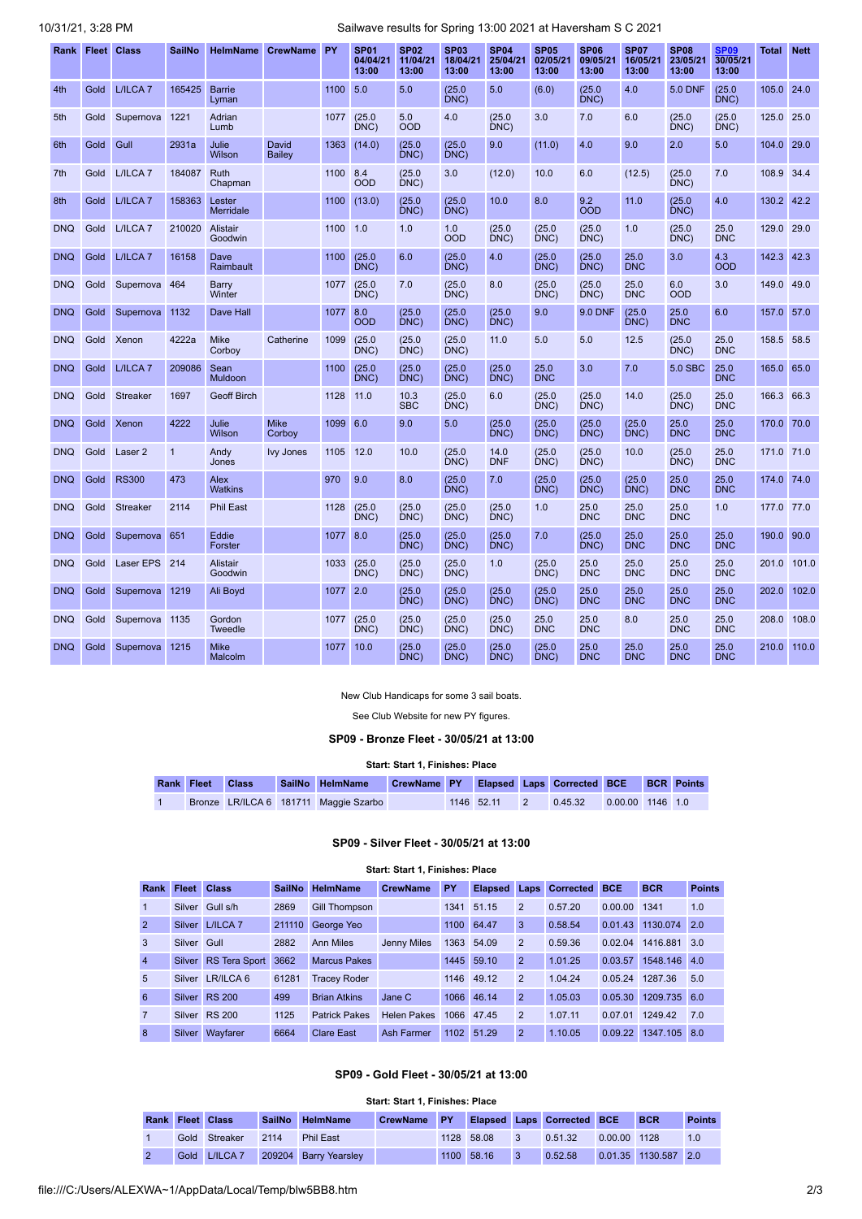| Rank | Fleet | Class | SailNo | HelmName | CrewName | PY | SP01 04/04/21 13:00 | SP02 11/04/21 13:00 | SP03 18/04/21 13:00 | SP04 25/04/21 13:00 | SP05 02/05/21 13:00 | SP06 09/05/21 13:00 | SP07 16/05/21 13:00 | SP08 23/05/21 13:00 | SP09 30/05/21 13:00 | Total | Nett |
|---|---|---|---|---|---|---|---|---|---|---|---|---|---|---|---|---|---|
| 4th | Gold | L/ILCA 7 | 165425 | Barrie Lyman | | 1100 | 5.0 | 5.0 | (25.0 DNC) | 5.0 | (6.0) | (25.0 DNC) | 4.0 | 5.0 DNF | (25.0 DNC) | 105.0 | 24.0 |
| 5th | Gold | Supernova | 1221 | Adrian Lumb | | 1077 | (25.0 DNC) | 5.0 OOD | 4.0 | (25.0 DNC) | 3.0 | 7.0 | 6.0 | (25.0 DNC) | (25.0 DNC) | 125.0 | 25.0 |
| 6th | Gold | Gull | 2931a | Julie Wilson | David Bailey | 1363 | (14.0) | (25.0 DNC) | (25.0 DNC) | 9.0 | (11.0) | 4.0 | 9.0 | 2.0 | 5.0 | 104.0 | 29.0 |
| 7th | Gold | L/ILCA 7 | 184087 | Ruth Chapman | | 1100 | 8.4 OOD | (25.0 DNC) | 3.0 | (12.0) | 10.0 | 6.0 | (12.5) | (25.0 DNC) | 7.0 | 108.9 | 34.4 |
| 8th | Gold | L/ILCA 7 | 158363 | Lester Merridale | | 1100 | (13.0) | (25.0 DNC) | (25.0 DNC) | 10.0 | 8.0 | 9.2 OOD | 11.0 | (25.0 DNC) | 4.0 | 130.2 | 42.2 |
| DNQ | Gold | L/ILCA 7 | 210020 | Alistair Goodwin | | 1100 | 1.0 | 1.0 | 1.0 OOD | (25.0 DNC) | (25.0 DNC) | (25.0 DNC) | 1.0 | (25.0 DNC) | 25.0 DNC | 129.0 | 29.0 |
| DNQ | Gold | L/ILCA 7 | 16158 | Dave Raimbault | | 1100 | (25.0 DNC) | 6.0 | (25.0 DNC) | 4.0 | (25.0 DNC) | (25.0 DNC) | 25.0 DNC | 3.0 | 4.3 OOD | 142.3 | 42.3 |
| DNQ | Gold | Supernova | 464 | Barry Winter | | 1077 | (25.0 DNC) | 7.0 | (25.0 DNC) | 8.0 | (25.0 DNC) | (25.0 DNC) | 25.0 DNC | 6.0 OOD | 3.0 | 149.0 | 49.0 |
| DNQ | Gold | Supernova | 1132 | Dave Hall | | 1077 | 8.0 OOD | (25.0 DNC) | (25.0 DNC) | (25.0 DNC) | 9.0 | 9.0 DNF | (25.0 DNC) | 25.0 DNC | 6.0 | 157.0 | 57.0 |
| DNQ | Gold | Xenon | 4222a | Mike Corboy | Catherine | 1099 | (25.0 DNC) | (25.0 DNC) | (25.0 DNC) | 11.0 | 5.0 | 5.0 | 12.5 | (25.0 DNC) | 25.0 DNC | 158.5 | 58.5 |
| DNQ | Gold | L/ILCA 7 | 209086 | Sean Muldoon | | 1100 | (25.0 DNC) | (25.0 DNC) | (25.0 DNC) | (25.0 DNC) | 25.0 DNC | 3.0 | 7.0 | 5.0 SBC | 25.0 DNC | 165.0 | 65.0 |
| DNQ | Gold | Streaker | 1697 | Geoff Birch | | 1128 | 11.0 | 10.3 SBC | (25.0 DNC) | 6.0 | (25.0 DNC) | (25.0 DNC) | 14.0 | (25.0 DNC) | 25.0 DNC | 166.3 | 66.3 |
| DNQ | Gold | Xenon | 4222 | Julie Wilson | Mike Corboy | 1099 | 6.0 | 9.0 | 5.0 | (25.0 DNC) | (25.0 DNC) | (25.0 DNC) | (25.0 DNC) | 25.0 DNC | 25.0 DNC | 170.0 | 70.0 |
| DNQ | Gold | Laser 2 | 1 | Andy Jones | Ivy Jones | 1105 | 12.0 | 10.0 | (25.0 DNC) | 14.0 DNF | (25.0 DNC) | (25.0 DNC) | 10.0 | (25.0 DNC) | 25.0 DNC | 171.0 | 71.0 |
| DNQ | Gold | RS300 | 473 | Alex Watkins | | 970 | 9.0 | 8.0 | (25.0 DNC) | 7.0 | (25.0 DNC) | (25.0 DNC) | (25.0 DNC) | 25.0 DNC | 25.0 DNC | 174.0 | 74.0 |
| DNQ | Gold | Streaker | 2114 | Phil East | | 1128 | (25.0 DNC) | (25.0 DNC) | (25.0 DNC) | (25.0 DNC) | 1.0 | 25.0 DNC | 25.0 DNC | 25.0 DNC | 1.0 | 177.0 | 77.0 |
| DNQ | Gold | Supernova | 651 | Eddie Forster | | 1077 | 8.0 | (25.0 DNC) | (25.0 DNC) | (25.0 DNC) | 7.0 | (25.0 DNC) | 25.0 DNC | 25.0 DNC | 25.0 DNC | 190.0 | 90.0 |
| DNQ | Gold | Laser EPS | 214 | Alistair Goodwin | | 1033 | (25.0 DNC) | (25.0 DNC) | (25.0 DNC) | 1.0 | (25.0 DNC) | 25.0 DNC | 25.0 DNC | 25.0 DNC | 25.0 DNC | 201.0 | 101.0 |
| DNQ | Gold | Supernova | 1219 | Ali Boyd | | 1077 | 2.0 | (25.0 DNC) | (25.0 DNC) | (25.0 DNC) | (25.0 DNC) | 25.0 DNC | 25.0 DNC | 25.0 DNC | 25.0 DNC | 202.0 | 102.0 |
| DNQ | Gold | Supernova | 1135 | Gordon Tweedle | | 1077 | (25.0 DNC) | (25.0 DNC) | (25.0 DNC) | (25.0 DNC) | 25.0 DNC | 25.0 DNC | 8.0 | 25.0 DNC | 25.0 DNC | 208.0 | 108.0 |
| DNQ | Gold | Supernova | 1215 | Mike Malcolm | | 1077 | 10.0 | (25.0 DNC) | (25.0 DNC) | (25.0 DNC) | (25.0 DNC) | 25.0 DNC | 25.0 DNC | 25.0 DNC | 25.0 DNC | 210.0 | 110.0 |

New Club Handicaps for some 3 sail boats.

See Club Website for new PY figures.

### SP09 - Bronze Fleet - 30/05/21 at 13:00

**Start: Start 1, Finishes: Place**

| Rank | Fleet | Class | SailNo | HelmName | CrewName | PY | Elapsed | Laps | Corrected | BCE | BCR | Points |
|---|---|---|---|---|---|---|---|---|---|---|---|---|
| 1 | Bronze | LR/ILCA 6 | 181711 | Maggie Szarbo | | 1146 | 52.11 | 2 | 0.45.32 | 0.00.00 | 1146 | 1.0 |

### SP09 - Silver Fleet - 30/05/21 at 13:00

**Start: Start 1, Finishes: Place**

| Rank | Fleet | Class | SailNo | HelmName | CrewName | PY | Elapsed | Laps | Corrected | BCE | BCR | Points |
|---|---|---|---|---|---|---|---|---|---|---|---|---|
| 1 | Silver | Gull s/h | 2869 | Gill Thompson | | 1341 | 51.15 | 2 | 0.57.20 | 0.00.00 | 1341 | 1.0 |
| 2 | Silver | L/ILCA 7 | 211110 | George Yeo | | 1100 | 64.47 | 3 | 0.58.54 | 0.01.43 | 1130.074 | 2.0 |
| 3 | Silver | Gull | 2882 | Ann Miles | Jenny Miles | 1363 | 54.09 | 2 | 0.59.36 | 0.02.04 | 1416.881 | 3.0 |
| 4 | Silver | RS Tera Sport | 3662 | Marcus Pakes | | 1445 | 59.10 | 2 | 1.01.25 | 0.03.57 | 1548.146 | 4.0 |
| 5 | Silver | LR/ILCA 6 | 61281 | Tracey Roder | | 1146 | 49.12 | 2 | 1.04.24 | 0.05.24 | 1287.36 | 5.0 |
| 6 | Silver | RS 200 | 499 | Brian Atkins | Jane C | 1066 | 46.14 | 2 | 1.05.03 | 0.05.30 | 1209.735 | 6.0 |
| 7 | Silver | RS 200 | 1125 | Patrick Pakes | Helen Pakes | 1066 | 47.45 | 2 | 1.07.11 | 0.07.01 | 1249.42 | 7.0 |
| 8 | Silver | Wayfarer | 6664 | Clare East | Ash Farmer | 1102 | 51.29 | 2 | 1.10.05 | 0.09.22 | 1347.105 | 8.0 |

### SP09 - Gold Fleet - 30/05/21 at 13:00

**Start: Start 1, Finishes: Place**

| Rank | Fleet | Class | SailNo | HelmName | CrewName | PY | Elapsed | Laps | Corrected | BCE | BCR | Points |
|---|---|---|---|---|---|---|---|---|---|---|---|---|
| 1 | Gold | Streaker | 2114 | Phil East | | 1128 | 58.08 | 3 | 0.51.32 | 0.00.00 | 1128 | 1.0 |
| 2 | Gold | L/ILCA 7 | 209204 | Barry Yearsley | | 1100 | 58.16 | 3 | 0.52.58 | 0.01.35 | 1130.587 | 2.0 |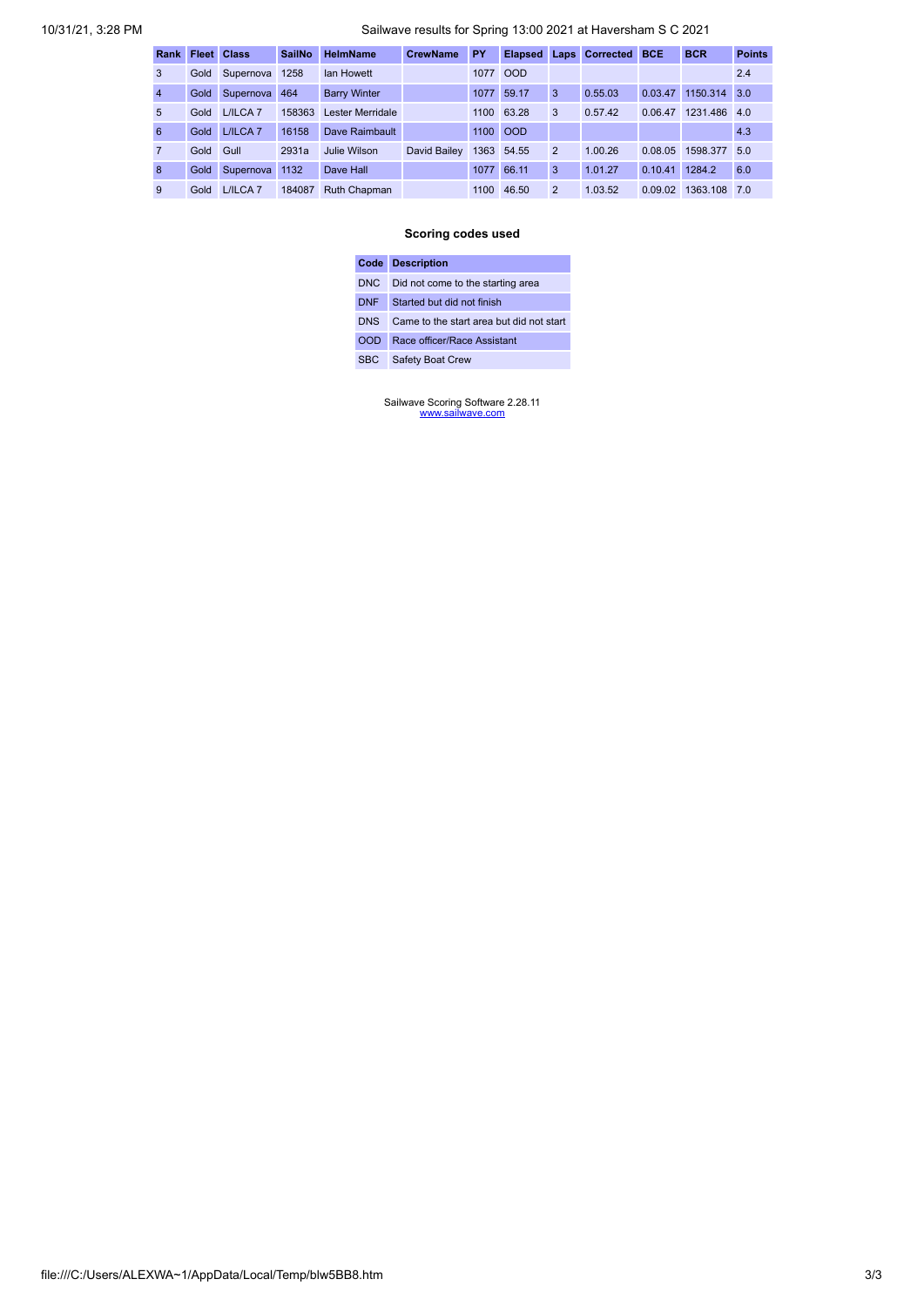| Rank | Fleet | Class | SailNo | HelmName | CrewName | PY | Elapsed | Laps | Corrected | BCE | BCR | Points |
|---|---|---|---|---|---|---|---|---|---|---|---|---|
| 3 | Gold | Supernova | 1258 | Ian Howett | | 1077 | OOD | | | | | 2.4 |
| 4 | Gold | Supernova | 464 | Barry Winter | | 1077 | 59.17 | 3 | 0.55.03 | 0.03.47 | 1150.314 | 3.0 |
| 5 | Gold | L/ILCA 7 | 158363 | Lester Merridale | | 1100 | 63.28 | 3 | 0.57.42 | 0.06.47 | 1231.486 | 4.0 |
| 6 | Gold | L/ILCA 7 | 16158 | Dave Raimbault | | 1100 | OOD | | | | | 4.3 |
| 7 | Gold | Gull | 2931a | Julie Wilson | David Bailey | 1363 | 54.55 | 2 | 1.00.26 | 0.08.05 | 1598.377 | 5.0 |
| 8 | Gold | Supernova | 1132 | Dave Hall | | 1077 | 66.11 | 3 | 1.01.27 | 0.10.41 | 1284.2 | 6.0 |
| 9 | Gold | L/ILCA 7 | 184087 | Ruth Chapman | | 1100 | 46.50 | 2 | 1.03.52 | 0.09.02 | 1363.108 | 7.0 |

### Scoring codes used

| Code | Description |
|---|---|
| DNC | Did not come to the starting area |
| DNF | Started but did not finish |
| DNS | Came to the start area but did not start |
| OOD | Race officer/Race Assistant |
| SBC | Safety Boat Crew |

Sailwave Scoring Software 2.28.11
www.sailwave.com